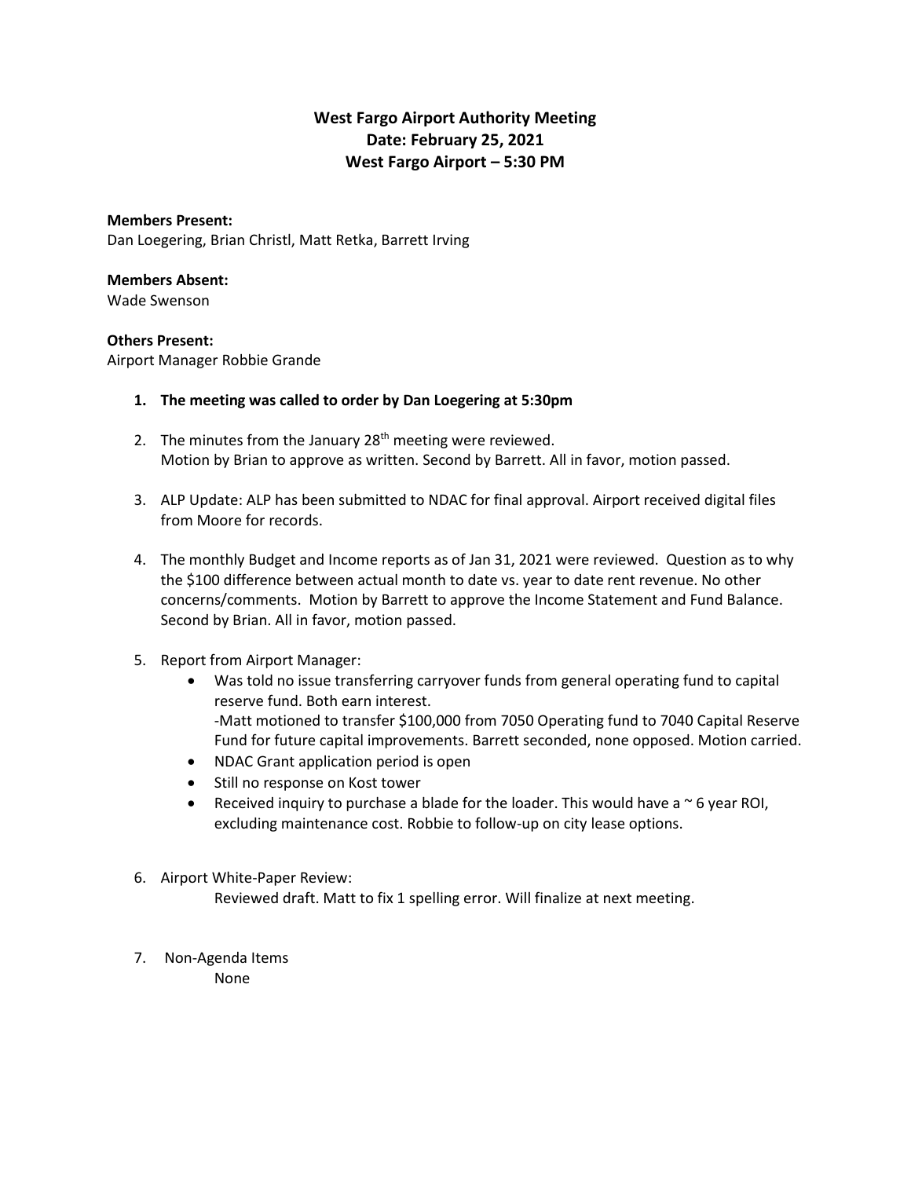# West Fargo Airport Authority Meeting
## Date: February 25, 2021
## West Fargo Airport – 5:30 PM

**Members Present:**
Dan Loegering, Brian Christl, Matt Retka, Barrett Irving

**Members Absent:**
Wade Swenson

**Others Present:**
Airport Manager Robbie Grande

1. **The meeting was called to order by Dan Loegering at 5:30pm**

2. The minutes from the January 28th meeting were reviewed.
   Motion by Brian to approve as written. Second by Barrett. All in favor, motion passed.

3. ALP Update: ALP has been submitted to NDAC for final approval. Airport received digital files from Moore for records.

4. The monthly Budget and Income reports as of Jan 31, 2021 were reviewed. Question as to why the $100 difference between actual month to date vs. year to date rent revenue. No other concerns/comments. Motion by Barrett to approve the Income Statement and Fund Balance. Second by Brian. All in favor, motion passed.

5. Report from Airport Manager:
   - Was told no issue transferring carryover funds from general operating fund to capital reserve fund. Both earn interest.
     -Matt motioned to transfer $100,000 from 7050 Operating fund to 7040 Capital Reserve Fund for future capital improvements. Barrett seconded, none opposed. Motion carried.
   - NDAC Grant application period is open
   - Still no response on Kost tower
   - Received inquiry to purchase a blade for the loader. This would have a ~ 6 year ROI, excluding maintenance cost. Robbie to follow-up on city lease options.

6. Airport White-Paper Review:
   Reviewed draft. Matt to fix 1 spelling error. Will finalize at next meeting.

7. Non-Agenda Items
   None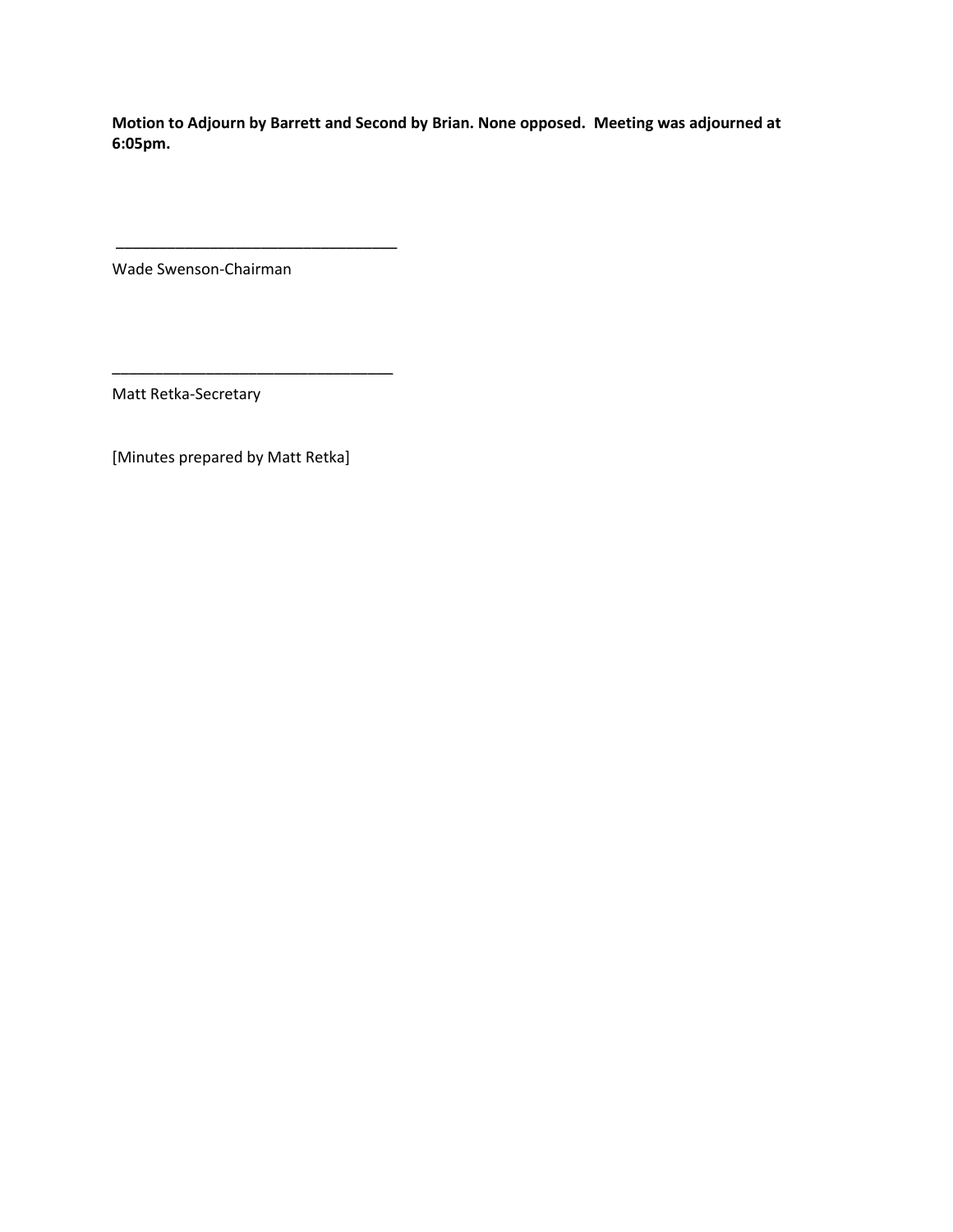**Motion to Adjourn by Barrett and Second by Brian. None opposed. Meeting was adjourned at 6:05pm.**

\_\_\_\_\_\_\_\_\_\_\_\_\_\_\_\_\_\_\_\_\_\_\_\_\_\_\_\_\_\_\_\_\_\_

Wade Swenson-Chairman

\_\_\_\_\_\_\_\_\_\_\_\_\_\_\_\_\_\_\_\_\_\_\_\_\_\_\_\_\_\_\_\_\_\_

Matt Retka-Secretary

[Minutes prepared by Matt Retka]